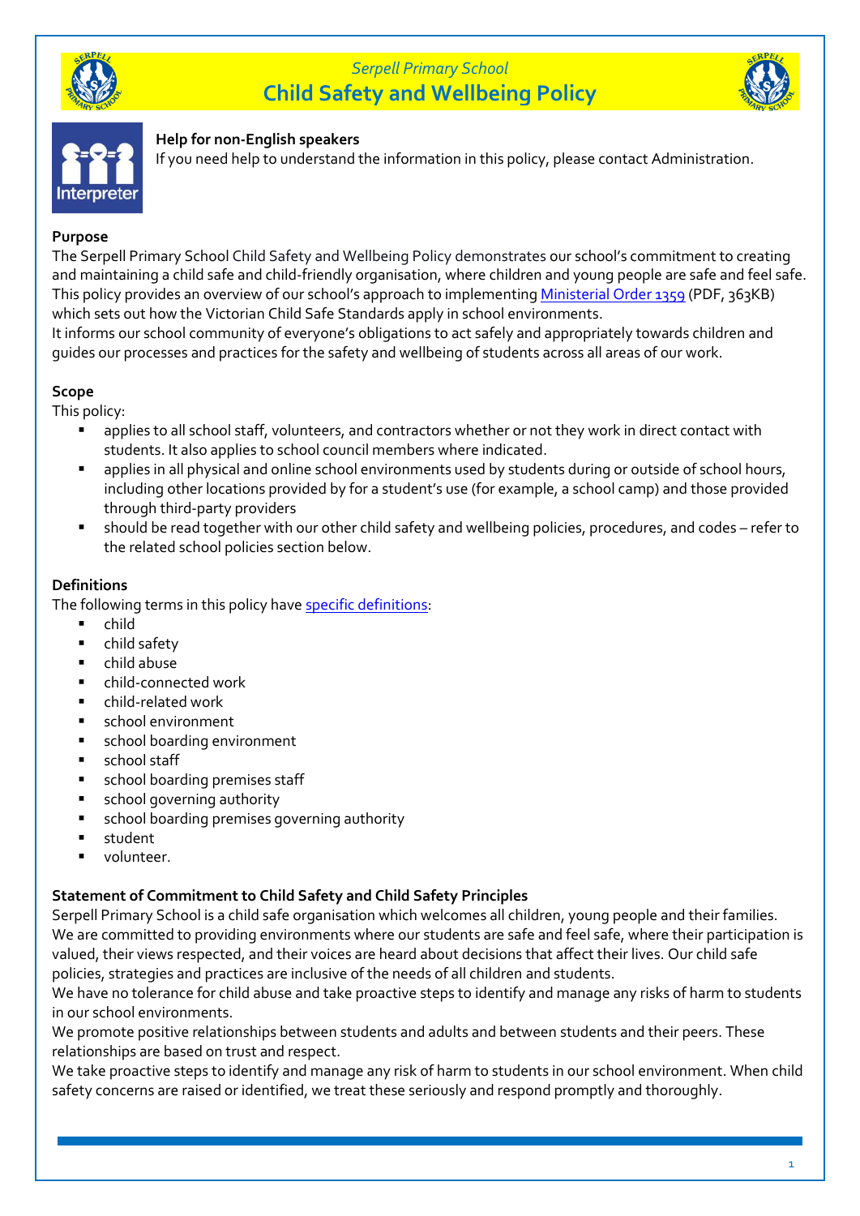*Serpell Primary School*

# Child Safety and Wellbeing Policy

**Help for non-English speakers**
If you need help to understand the information in this policy, please contact Administration.

## Purpose

The Serpell Primary School Child Safety and Wellbeing Policy demonstrates our school's commitment to creating and maintaining a child safe and child-friendly organisation, where children and young people are safe and feel safe. This policy provides an overview of our school's approach to implementing Ministerial Order 1359 (PDF, 363KB) which sets out how the Victorian Child Safe Standards apply in school environments.
It informs our school community of everyone's obligations to act safely and appropriately towards children and guides our processes and practices for the safety and wellbeing of students across all areas of our work.

## Scope

This policy:

- applies to all school staff, volunteers, and contractors whether or not they work in direct contact with students. It also applies to school council members where indicated.
- applies in all physical and online school environments used by students during or outside of school hours, including other locations provided by for a student's use (for example, a school camp) and those provided through third-party providers
- should be read together with our other child safety and wellbeing policies, procedures, and codes – refer to the related school policies section below.

## Definitions

The following terms in this policy have specific definitions:

- child
- child safety
- child abuse
- child-connected work
- child-related work
- school environment
- school boarding environment
- school staff
- school boarding premises staff
- school governing authority
- school boarding premises governing authority
- student
- volunteer.

## Statement of Commitment to Child Safety and Child Safety Principles

Serpell Primary School is a child safe organisation which welcomes all children, young people and their families. We are committed to providing environments where our students are safe and feel safe, where their participation is valued, their views respected, and their voices are heard about decisions that affect their lives. Our child safe policies, strategies and practices are inclusive of the needs of all children and students.
We have no tolerance for child abuse and take proactive steps to identify and manage any risks of harm to students in our school environments.
We promote positive relationships between students and adults and between students and their peers. These relationships are based on trust and respect.
We take proactive steps to identify and manage any risk of harm to students in our school environment. When child safety concerns are raised or identified, we treat these seriously and respond promptly and thoroughly.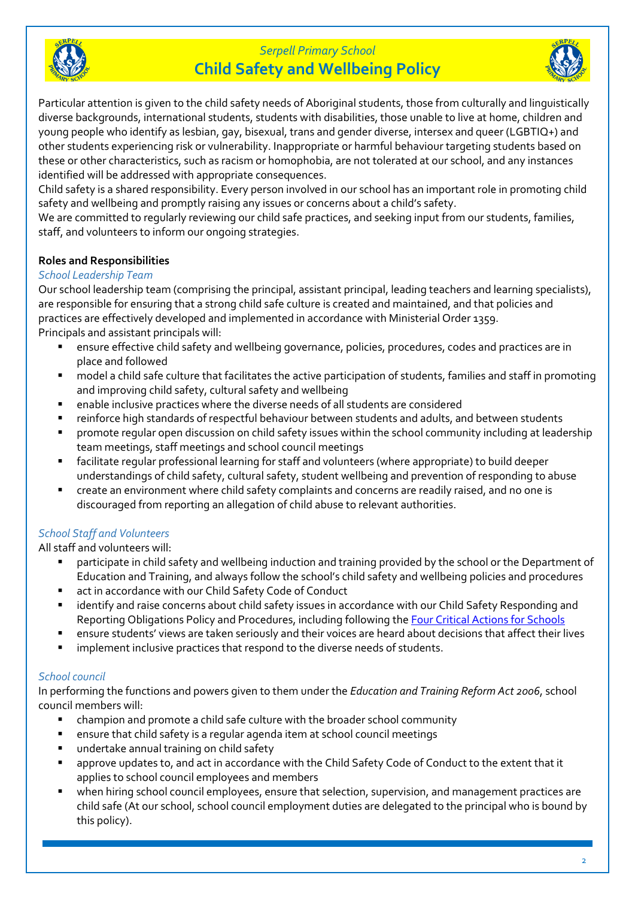Particular attention is given to the child safety needs of Aboriginal students, those from culturally and linguistically diverse backgrounds, international students, students with disabilities, those unable to live at home, children and young people who identify as lesbian, gay, bisexual, trans and gender diverse, intersex and queer (LGBTIQ+) and other students experiencing risk or vulnerability. Inappropriate or harmful behaviour targeting students based on these or other characteristics, such as racism or homophobia, are not tolerated at our school, and any instances identified will be addressed with appropriate consequences.

Child safety is a shared responsibility. Every person involved in our school has an important role in promoting child safety and wellbeing and promptly raising any issues or concerns about a child's safety.

We are committed to regularly reviewing our child safe practices, and seeking input from our students, families, staff, and volunteers to inform our ongoing strategies.

**Roles and Responsibilities**

*School Leadership Team*

Our school leadership team (comprising the principal, assistant principal, leading teachers and learning specialists), are responsible for ensuring that a strong child safe culture is created and maintained, and that policies and practices are effectively developed and implemented in accordance with Ministerial Order 1359.

Principals and assistant principals will:

- ensure effective child safety and wellbeing governance, policies, procedures, codes and practices are in place and followed
- model a child safe culture that facilitates the active participation of students, families and staff in promoting and improving child safety, cultural safety and wellbeing
- enable inclusive practices where the diverse needs of all students are considered
- reinforce high standards of respectful behaviour between students and adults, and between students
- promote regular open discussion on child safety issues within the school community including at leadership team meetings, staff meetings and school council meetings
- facilitate regular professional learning for staff and volunteers (where appropriate) to build deeper understandings of child safety, cultural safety, student wellbeing and prevention of responding to abuse
- create an environment where child safety complaints and concerns are readily raised, and no one is discouraged from reporting an allegation of child abuse to relevant authorities.

*School Staff and Volunteers*

All staff and volunteers will:

- participate in child safety and wellbeing induction and training provided by the school or the Department of Education and Training, and always follow the school's child safety and wellbeing policies and procedures
- act in accordance with our Child Safety Code of Conduct
- identify and raise concerns about child safety issues in accordance with our Child Safety Responding and Reporting Obligations Policy and Procedures, including following the Four Critical Actions for Schools
- ensure students' views are taken seriously and their voices are heard about decisions that affect their lives
- implement inclusive practices that respond to the diverse needs of students.

*School council*

In performing the functions and powers given to them under the *Education and Training Reform Act 2006*, school council members will:

- champion and promote a child safe culture with the broader school community
- ensure that child safety is a regular agenda item at school council meetings
- undertake annual training on child safety
- approve updates to, and act in accordance with the Child Safety Code of Conduct to the extent that it applies to school council employees and members
- when hiring school council employees, ensure that selection, supervision, and management practices are child safe (At our school, school council employment duties are delegated to the principal who is bound by this policy).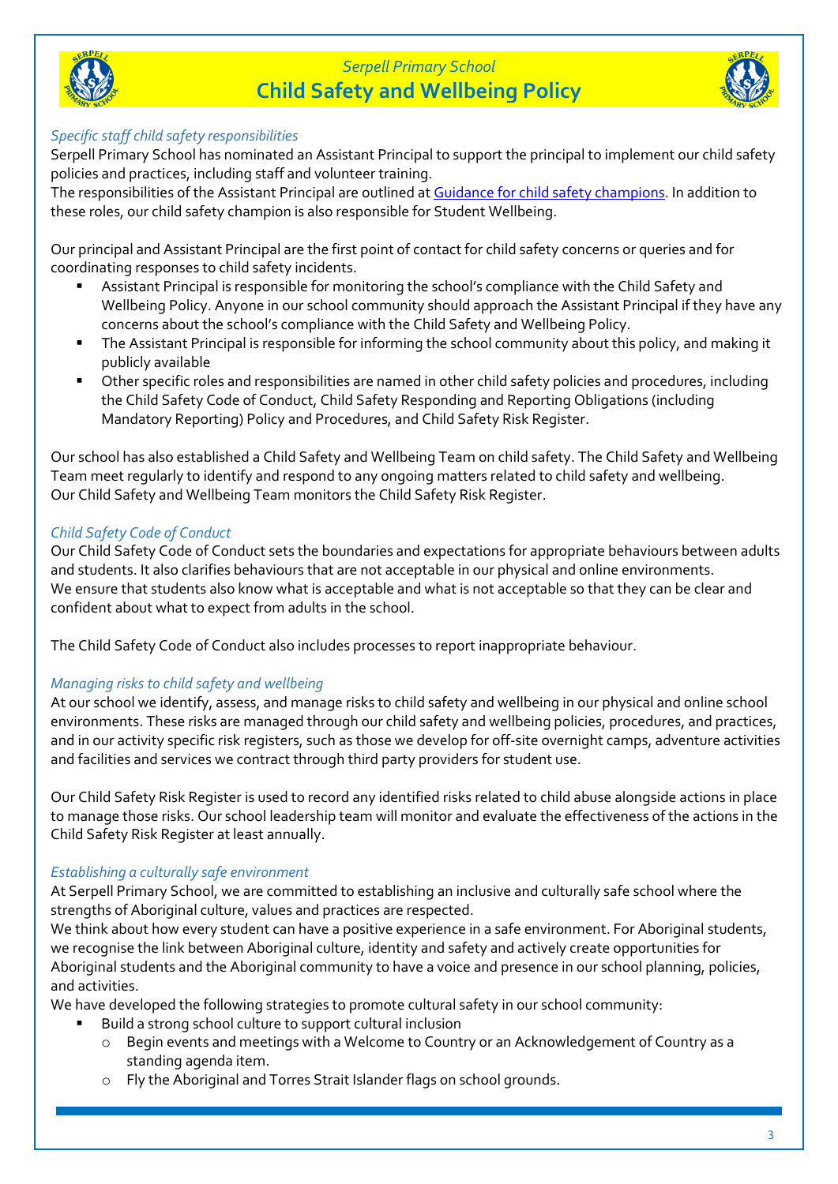*Specific staff child safety responsibilities*

Serpell Primary School has nominated an Assistant Principal to support the principal to implement our child safety policies and practices, including staff and volunteer training.

The responsibilities of the Assistant Principal are outlined at [Guidance for child safety champions](). In addition to these roles, our child safety champion is also responsible for Student Wellbeing.

Our principal and Assistant Principal are the first point of contact for child safety concerns or queries and for coordinating responses to child safety incidents.

- Assistant Principal is responsible for monitoring the school's compliance with the Child Safety and Wellbeing Policy. Anyone in our school community should approach the Assistant Principal if they have any concerns about the school's compliance with the Child Safety and Wellbeing Policy.
- The Assistant Principal is responsible for informing the school community about this policy, and making it publicly available
- Other specific roles and responsibilities are named in other child safety policies and procedures, including the Child Safety Code of Conduct, Child Safety Responding and Reporting Obligations (including Mandatory Reporting) Policy and Procedures, and Child Safety Risk Register.

Our school has also established a Child Safety and Wellbeing Team on child safety. The Child Safety and Wellbeing Team meet regularly to identify and respond to any ongoing matters related to child safety and wellbeing. Our Child Safety and Wellbeing Team monitors the Child Safety Risk Register.

*Child Safety Code of Conduct*

Our Child Safety Code of Conduct sets the boundaries and expectations for appropriate behaviours between adults and students. It also clarifies behaviours that are not acceptable in our physical and online environments. We ensure that students also know what is acceptable and what is not acceptable so that they can be clear and confident about what to expect from adults in the school.

The Child Safety Code of Conduct also includes processes to report inappropriate behaviour.

*Managing risks to child safety and wellbeing*

At our school we identify, assess, and manage risks to child safety and wellbeing in our physical and online school environments. These risks are managed through our child safety and wellbeing policies, procedures, and practices, and in our activity specific risk registers, such as those we develop for off-site overnight camps, adventure activities and facilities and services we contract through third party providers for student use.

Our Child Safety Risk Register is used to record any identified risks related to child abuse alongside actions in place to manage those risks. Our school leadership team will monitor and evaluate the effectiveness of the actions in the Child Safety Risk Register at least annually.

*Establishing a culturally safe environment*

At Serpell Primary School, we are committed to establishing an inclusive and culturally safe school where the strengths of Aboriginal culture, values and practices are respected.

We think about how every student can have a positive experience in a safe environment. For Aboriginal students, we recognise the link between Aboriginal culture, identity and safety and actively create opportunities for Aboriginal students and the Aboriginal community to have a voice and presence in our school planning, policies, and activities.

We have developed the following strategies to promote cultural safety in our school community:

- Build a strong school culture to support cultural inclusion
  - Begin events and meetings with a Welcome to Country or an Acknowledgement of Country as a standing agenda item.
  - Fly the Aboriginal and Torres Strait Islander flags on school grounds.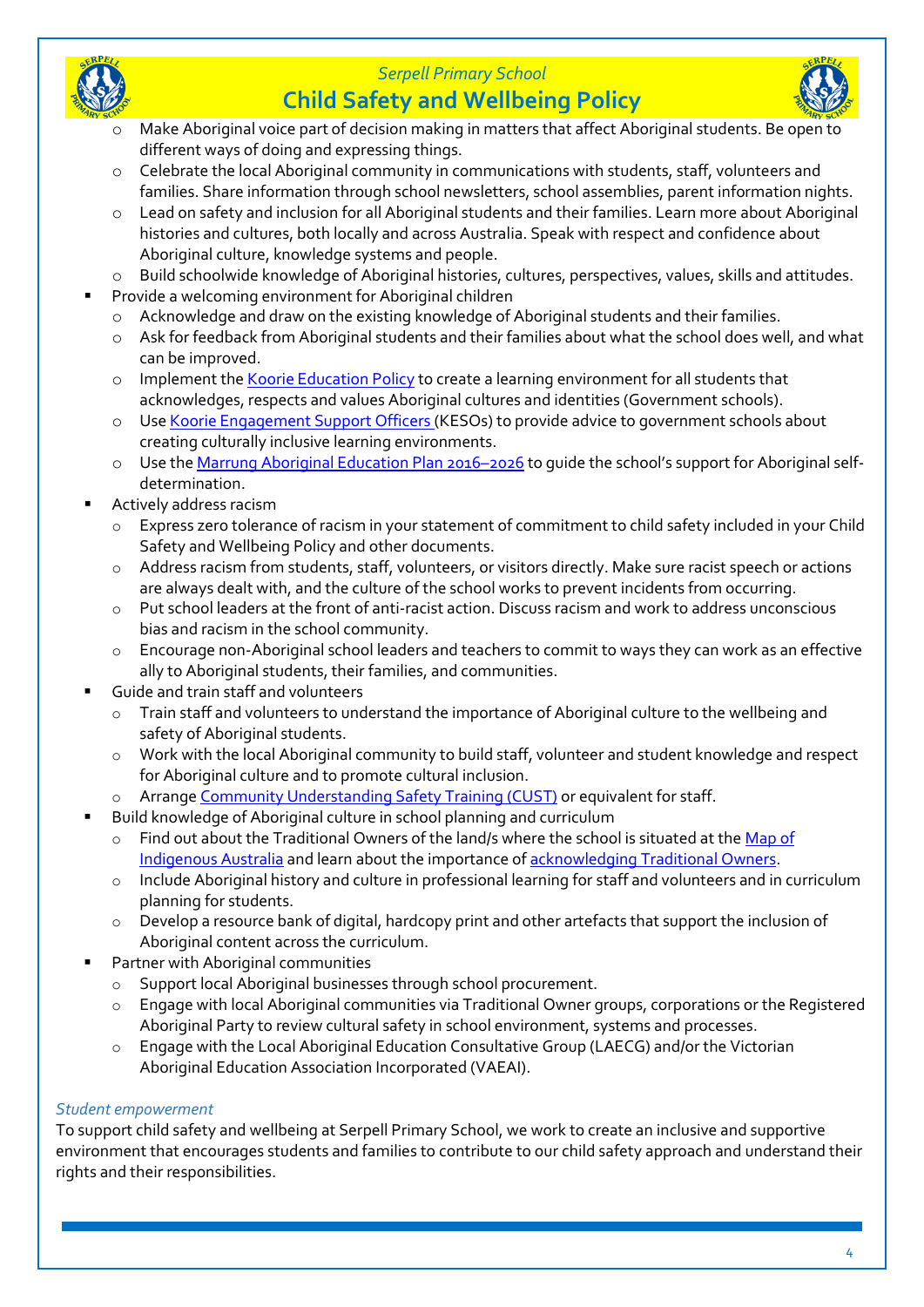- Make Aboriginal voice part of decision making in matters that affect Aboriginal students. Be open to different ways of doing and expressing things.
  - Celebrate the local Aboriginal community in communications with students, staff, volunteers and families. Share information through school newsletters, school assemblies, parent information nights.
  - Lead on safety and inclusion for all Aboriginal students and their families. Learn more about Aboriginal histories and cultures, both locally and across Australia. Speak with respect and confidence about Aboriginal culture, knowledge systems and people.
  - Build schoolwide knowledge of Aboriginal histories, cultures, perspectives, values, skills and attitudes.
- Provide a welcoming environment for Aboriginal children
  - Acknowledge and draw on the existing knowledge of Aboriginal students and their families.
  - Ask for feedback from Aboriginal students and their families about what the school does well, and what can be improved.
  - Implement the [Koorie Education Policy]() to create a learning environment for all students that acknowledges, respects and values Aboriginal cultures and identities (Government schools).
  - Use [Koorie Engagement Support Officers ]()(KESOs) to provide advice to government schools about creating culturally inclusive learning environments.
  - Use the [Marrung Aboriginal Education Plan 2016–2026]() to guide the school's support for Aboriginal self-determination.
- Actively address racism
  - Express zero tolerance of racism in your statement of commitment to child safety included in your Child Safety and Wellbeing Policy and other documents.
  - Address racism from students, staff, volunteers, or visitors directly. Make sure racist speech or actions are always dealt with, and the culture of the school works to prevent incidents from occurring.
  - Put school leaders at the front of anti-racist action. Discuss racism and work to address unconscious bias and racism in the school community.
  - Encourage non-Aboriginal school leaders and teachers to commit to ways they can work as an effective ally to Aboriginal students, their families, and communities.
- Guide and train staff and volunteers
  - Train staff and volunteers to understand the importance of Aboriginal culture to the wellbeing and safety of Aboriginal students.
  - Work with the local Aboriginal community to build staff, volunteer and student knowledge and respect for Aboriginal culture and to promote cultural inclusion.
  - Arrange [Community Understanding Safety Training (CUST)]() or equivalent for staff.
- Build knowledge of Aboriginal culture in school planning and curriculum
  - Find out about the Traditional Owners of the land/s where the school is situated at the [Map of Indigenous Australia]() and learn about the importance of [acknowledging Traditional Owners]().
  - Include Aboriginal history and culture in professional learning for staff and volunteers and in curriculum planning for students.
  - Develop a resource bank of digital, hardcopy print and other artefacts that support the inclusion of Aboriginal content across the curriculum.
- Partner with Aboriginal communities
  - Support local Aboriginal businesses through school procurement.
  - Engage with local Aboriginal communities via Traditional Owner groups, corporations or the Registered Aboriginal Party to review cultural safety in school environment, systems and processes.
  - Engage with the Local Aboriginal Education Consultative Group (LAECG) and/or the Victorian Aboriginal Education Association Incorporated (VAEAI).

*Student empowerment*

To support child safety and wellbeing at Serpell Primary School, we work to create an inclusive and supportive environment that encourages students and families to contribute to our child safety approach and understand their rights and their responsibilities.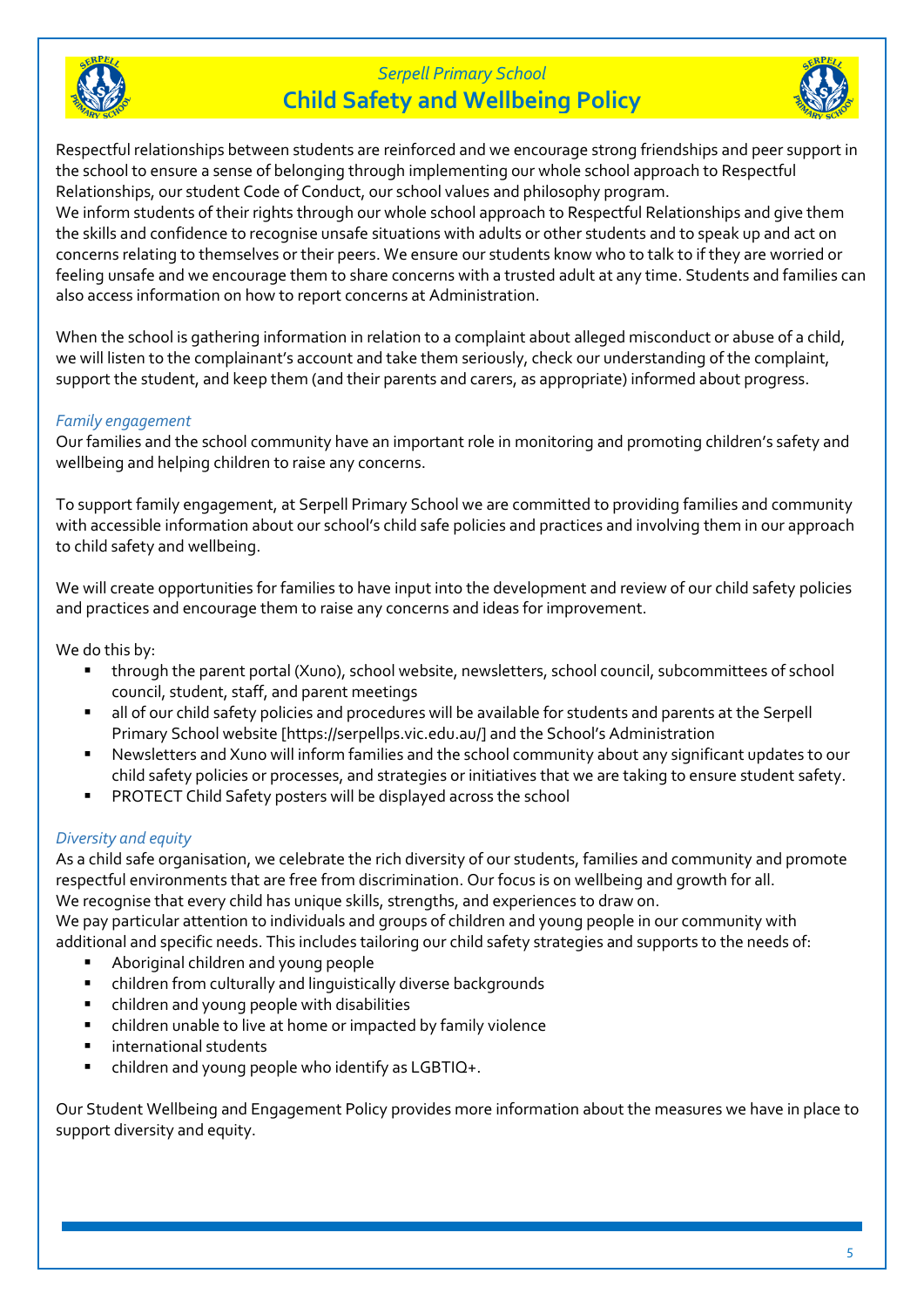Respectful relationships between students are reinforced and we encourage strong friendships and peer support in the school to ensure a sense of belonging through implementing our whole school approach to Respectful Relationships, our student Code of Conduct, our school values and philosophy program.
We inform students of their rights through our whole school approach to Respectful Relationships and give them the skills and confidence to recognise unsafe situations with adults or other students and to speak up and act on concerns relating to themselves or their peers. We ensure our students know who to talk to if they are worried or feeling unsafe and we encourage them to share concerns with a trusted adult at any time. Students and families can also access information on how to report concerns at Administration.

When the school is gathering information in relation to a complaint about alleged misconduct or abuse of a child, we will listen to the complainant's account and take them seriously, check our understanding of the complaint, support the student, and keep them (and their parents and carers, as appropriate) informed about progress.

### *Family engagement*

Our families and the school community have an important role in monitoring and promoting children's safety and wellbeing and helping children to raise any concerns.

To support family engagement, at Serpell Primary School we are committed to providing families and community with accessible information about our school's child safe policies and practices and involving them in our approach to child safety and wellbeing.

We will create opportunities for families to have input into the development and review of our child safety policies and practices and encourage them to raise any concerns and ideas for improvement.

We do this by:

- through the parent portal (Xuno), school website, newsletters, school council, subcommittees of school council, student, staff, and parent meetings
- all of our child safety policies and procedures will be available for students and parents at the Serpell Primary School website [https://serpellps.vic.edu.au/] and the School's Administration
- Newsletters and Xuno will inform families and the school community about any significant updates to our child safety policies or processes, and strategies or initiatives that we are taking to ensure student safety.
- PROTECT Child Safety posters will be displayed across the school

### *Diversity and equity*

As a child safe organisation, we celebrate the rich diversity of our students, families and community and promote respectful environments that are free from discrimination. Our focus is on wellbeing and growth for all.
We recognise that every child has unique skills, strengths, and experiences to draw on.
We pay particular attention to individuals and groups of children and young people in our community with additional and specific needs. This includes tailoring our child safety strategies and supports to the needs of:

- Aboriginal children and young people
- children from culturally and linguistically diverse backgrounds
- children and young people with disabilities
- children unable to live at home or impacted by family violence
- international students
- children and young people who identify as LGBTIQ+.

Our Student Wellbeing and Engagement Policy provides more information about the measures we have in place to support diversity and equity.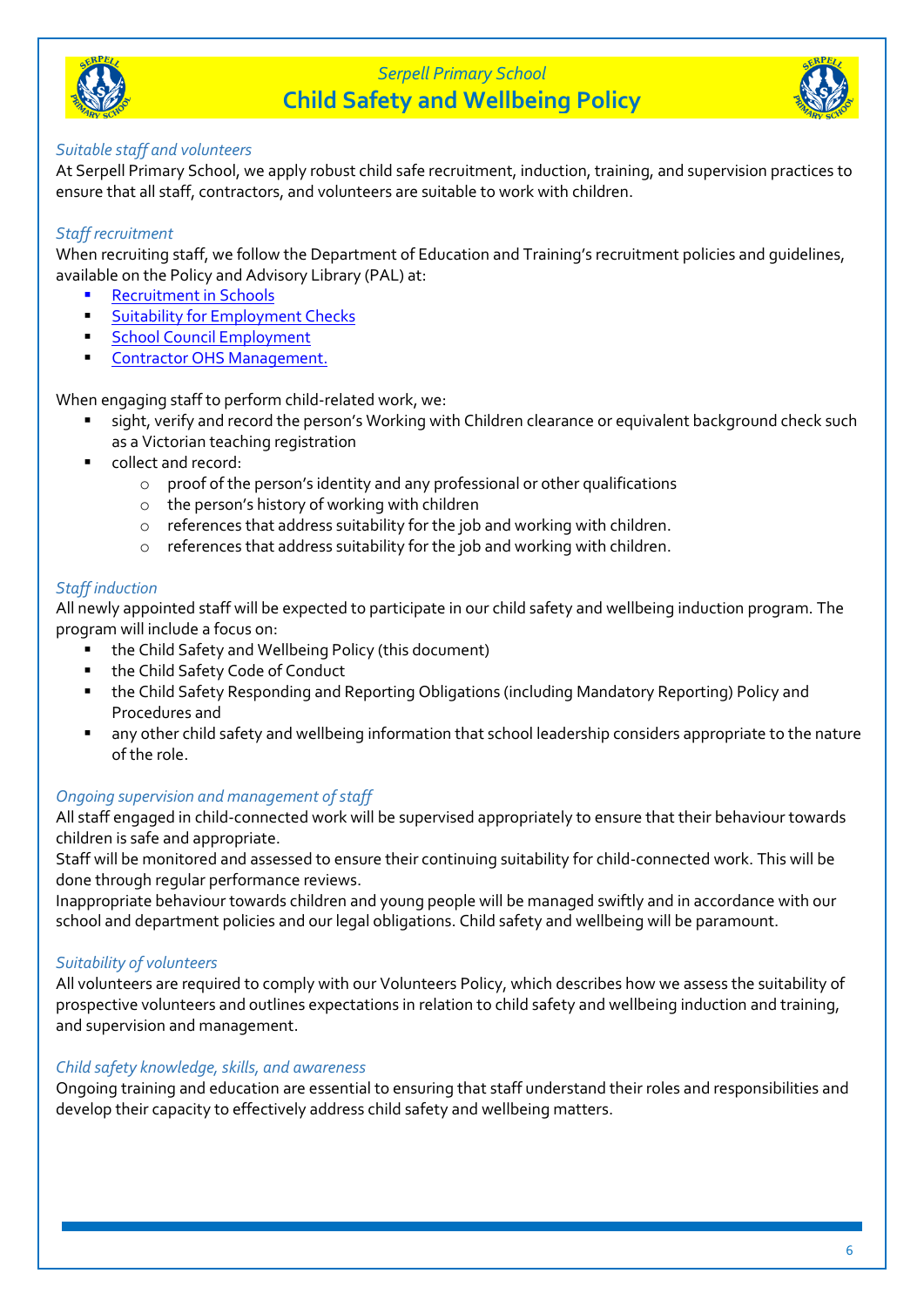### *Suitable staff and volunteers*

At Serpell Primary School, we apply robust child safe recruitment, induction, training, and supervision practices to ensure that all staff, contractors, and volunteers are suitable to work with children.

### *Staff recruitment*

When recruiting staff, we follow the Department of Education and Training's recruitment policies and guidelines, available on the Policy and Advisory Library (PAL) at:

- Recruitment in Schools
- Suitability for Employment Checks
- School Council Employment
- Contractor OHS Management.

When engaging staff to perform child-related work, we:

- sight, verify and record the person's Working with Children clearance or equivalent background check such as a Victorian teaching registration
- collect and record:
  - proof of the person's identity and any professional or other qualifications
  - the person's history of working with children
  - references that address suitability for the job and working with children.
  - references that address suitability for the job and working with children.

### *Staff induction*

All newly appointed staff will be expected to participate in our child safety and wellbeing induction program. The program will include a focus on:

- the Child Safety and Wellbeing Policy (this document)
- the Child Safety Code of Conduct
- the Child Safety Responding and Reporting Obligations (including Mandatory Reporting) Policy and Procedures and
- any other child safety and wellbeing information that school leadership considers appropriate to the nature of the role.

### *Ongoing supervision and management of staff*

All staff engaged in child-connected work will be supervised appropriately to ensure that their behaviour towards children is safe and appropriate.
Staff will be monitored and assessed to ensure their continuing suitability for child-connected work. This will be done through regular performance reviews.
Inappropriate behaviour towards children and young people will be managed swiftly and in accordance with our school and department policies and our legal obligations. Child safety and wellbeing will be paramount.

### *Suitability of volunteers*

All volunteers are required to comply with our Volunteers Policy, which describes how we assess the suitability of prospective volunteers and outlines expectations in relation to child safety and wellbeing induction and training, and supervision and management.

### *Child safety knowledge, skills, and awareness*

Ongoing training and education are essential to ensuring that staff understand their roles and responsibilities and develop their capacity to effectively address child safety and wellbeing matters.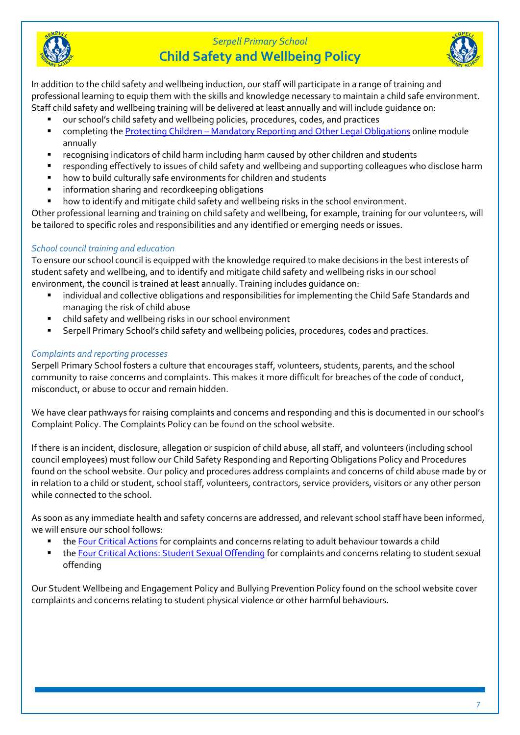In addition to the child safety and wellbeing induction, our staff will participate in a range of training and professional learning to equip them with the skills and knowledge necessary to maintain a child safe environment. Staff child safety and wellbeing training will be delivered at least annually and will include guidance on:

- our school's child safety and wellbeing policies, procedures, codes, and practices
- completing the [Protecting Children – Mandatory Reporting and Other Legal Obligations]() online module annually
- recognising indicators of child harm including harm caused by other children and students
- responding effectively to issues of child safety and wellbeing and supporting colleagues who disclose harm
- how to build culturally safe environments for children and students
- information sharing and recordkeeping obligations
- how to identify and mitigate child safety and wellbeing risks in the school environment.

Other professional learning and training on child safety and wellbeing, for example, training for our volunteers, will be tailored to specific roles and responsibilities and any identified or emerging needs or issues.

### *School council training and education*

To ensure our school council is equipped with the knowledge required to make decisions in the best interests of student safety and wellbeing, and to identify and mitigate child safety and wellbeing risks in our school environment, the council is trained at least annually. Training includes guidance on:

- individual and collective obligations and responsibilities for implementing the Child Safe Standards and managing the risk of child abuse
- child safety and wellbeing risks in our school environment
- Serpell Primary School's child safety and wellbeing policies, procedures, codes and practices.

### *Complaints and reporting processes*

Serpell Primary School fosters a culture that encourages staff, volunteers, students, parents, and the school community to raise concerns and complaints. This makes it more difficult for breaches of the code of conduct, misconduct, or abuse to occur and remain hidden.

We have clear pathways for raising complaints and concerns and responding and this is documented in our school's Complaint Policy. The Complaints Policy can be found on the school website.

If there is an incident, disclosure, allegation or suspicion of child abuse, all staff, and volunteers (including school council employees) must follow our Child Safety Responding and Reporting Obligations Policy and Procedures found on the school website. Our policy and procedures address complaints and concerns of child abuse made by or in relation to a child or student, school staff, volunteers, contractors, service providers, visitors or any other person while connected to the school.

As soon as any immediate health and safety concerns are addressed, and relevant school staff have been informed, we will ensure our school follows:

- the [Four Critical Actions]() for complaints and concerns relating to adult behaviour towards a child
- the [Four Critical Actions: Student Sexual Offending]() for complaints and concerns relating to student sexual offending

Our Student Wellbeing and Engagement Policy and Bullying Prevention Policy found on the school website cover complaints and concerns relating to student physical violence or other harmful behaviours.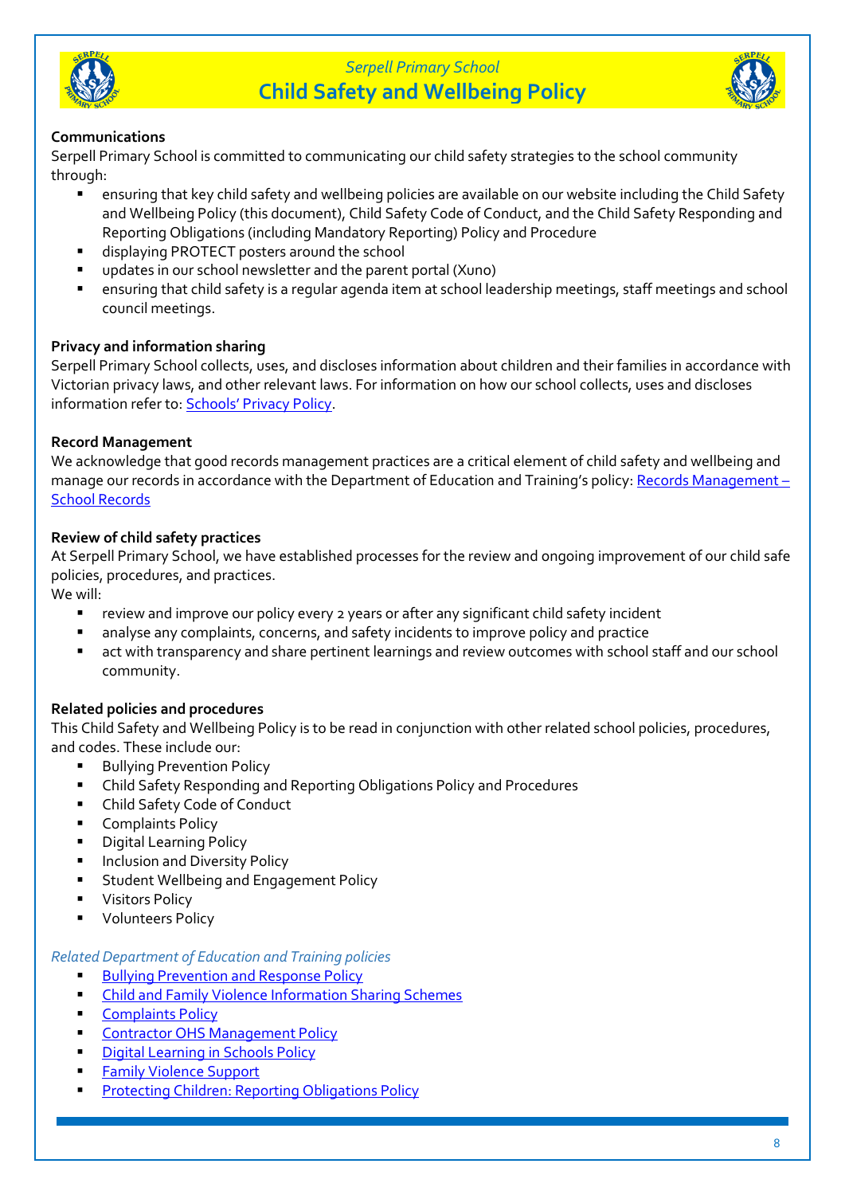**Communications**

Serpell Primary School is committed to communicating our child safety strategies to the school community through:

- ensuring that key child safety and wellbeing policies are available on our website including the Child Safety and Wellbeing Policy (this document), Child Safety Code of Conduct, and the Child Safety Responding and Reporting Obligations (including Mandatory Reporting) Policy and Procedure
- displaying PROTECT posters around the school
- updates in our school newsletter and the parent portal (Xuno)
- ensuring that child safety is a regular agenda item at school leadership meetings, staff meetings and school council meetings.

**Privacy and information sharing**

Serpell Primary School collects, uses, and discloses information about children and their families in accordance with Victorian privacy laws, and other relevant laws. For information on how our school collects, uses and discloses information refer to: Schools' Privacy Policy.

**Record Management**

We acknowledge that good records management practices are a critical element of child safety and wellbeing and manage our records in accordance with the Department of Education and Training's policy: Records Management – School Records

**Review of child safety practices**

At Serpell Primary School, we have established processes for the review and ongoing improvement of our child safe policies, procedures, and practices.

We will:

- review and improve our policy every 2 years or after any significant child safety incident
- analyse any complaints, concerns, and safety incidents to improve policy and practice
- act with transparency and share pertinent learnings and review outcomes with school staff and our school community.

**Related policies and procedures**

This Child Safety and Wellbeing Policy is to be read in conjunction with other related school policies, procedures, and codes. These include our:

- Bullying Prevention Policy
- Child Safety Responding and Reporting Obligations Policy and Procedures
- Child Safety Code of Conduct
- Complaints Policy
- Digital Learning Policy
- Inclusion and Diversity Policy
- Student Wellbeing and Engagement Policy
- Visitors Policy
- Volunteers Policy

*Related Department of Education and Training policies*

- Bullying Prevention and Response Policy
- Child and Family Violence Information Sharing Schemes
- Complaints Policy
- Contractor OHS Management Policy
- Digital Learning in Schools Policy
- Family Violence Support
- Protecting Children: Reporting Obligations Policy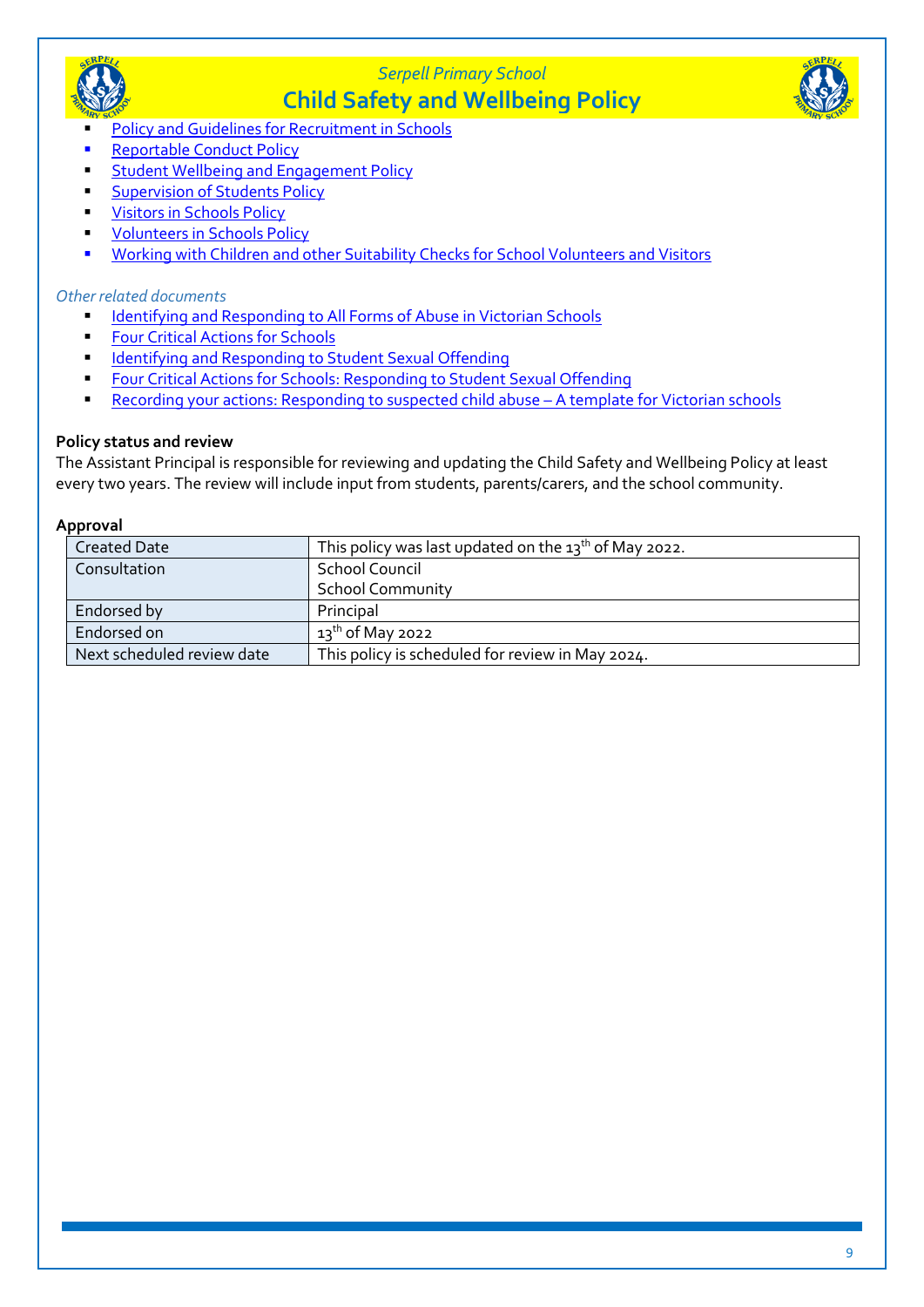- Policy and Guidelines for Recruitment in Schools
- Reportable Conduct Policy
- Student Wellbeing and Engagement Policy
- Supervision of Students Policy
- Visitors in Schools Policy
- Volunteers in Schools Policy
- Working with Children and other Suitability Checks for School Volunteers and Visitors

*Other related documents*

- Identifying and Responding to All Forms of Abuse in Victorian Schools
- Four Critical Actions for Schools
- Identifying and Responding to Student Sexual Offending
- Four Critical Actions for Schools: Responding to Student Sexual Offending
- Recording your actions: Responding to suspected child abuse – A template for Victorian schools

**Policy status and review**

The Assistant Principal is responsible for reviewing and updating the Child Safety and Wellbeing Policy at least every two years. The review will include input from students, parents/carers, and the school community.

**Approval**

| | |
|---|---|
| Created Date | This policy was last updated on the 13th of May 2022. |
| Consultation | School Council<br>School Community |
| Endorsed by | Principal |
| Endorsed on | 13th of May 2022 |
| Next scheduled review date | This policy is scheduled for review in May 2024. |